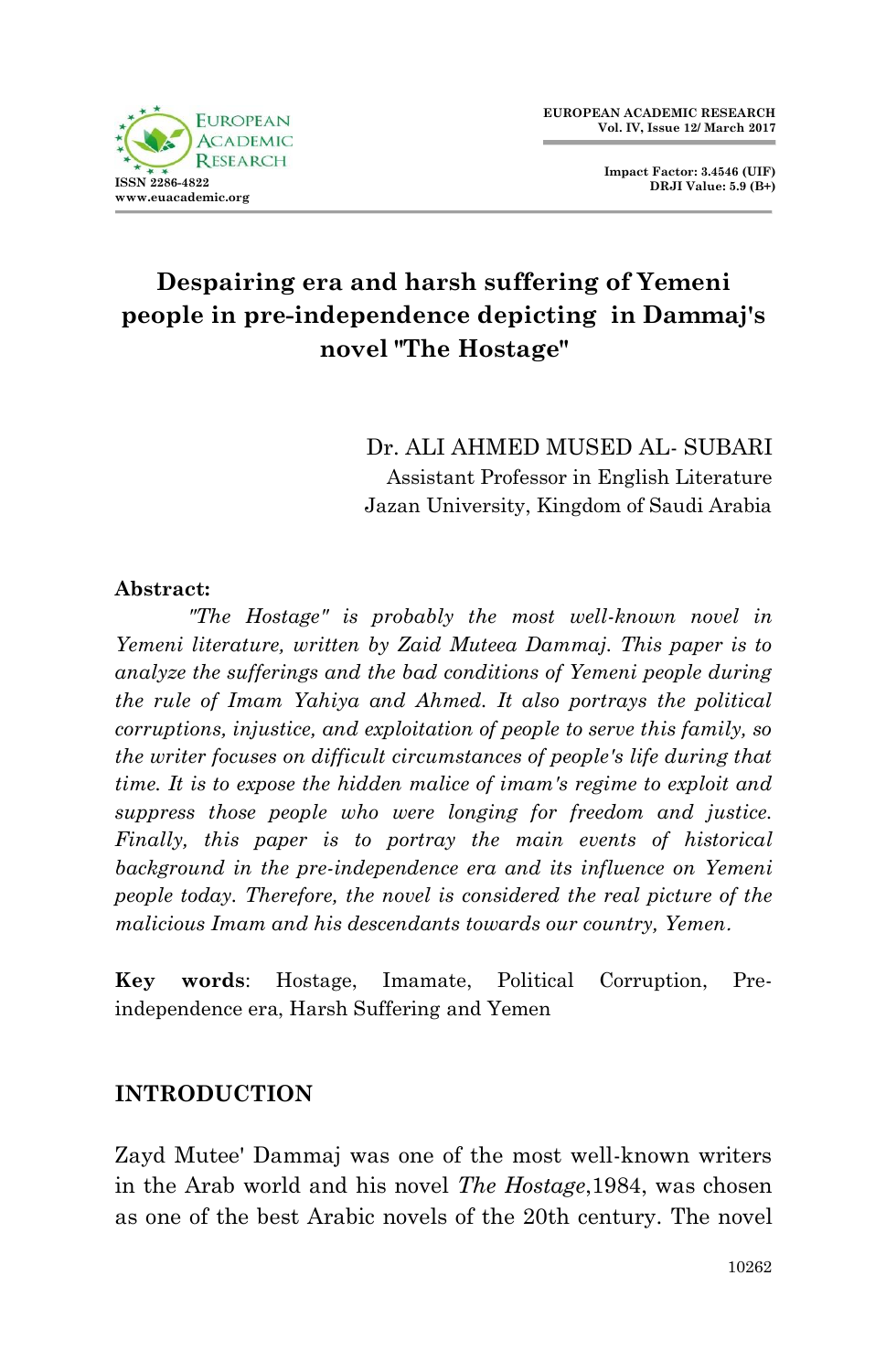# Despairing era and harsh suffering of Yemeni people in pre-independence depicting in Dammaj's novel "The Hostage"

Dr. ALI AHMED MUSED AL- SUBARI
Assistant Professor in English Literature
Jazan University, Kingdom of Saudi Arabia

**Abstract:**

*"The Hostage" is probably the most well-known novel in Yemeni literature, written by Zaid Muteea Dammaj. This paper is to analyze the sufferings and the bad conditions of Yemeni people during the rule of Imam Yahiya and Ahmed. It also portrays the political corruptions, injustice, and exploitation of people to serve this family, so the writer focuses on difficult circumstances of people's life during that time. It is to expose the hidden malice of imam's regime to exploit and suppress those people who were longing for freedom and justice. Finally, this paper is to portray the main events of historical background in the pre-independence era and its influence on Yemeni people today. Therefore, the novel is considered the real picture of the malicious Imam and his descendants towards our country, Yemen.*

**Key words**: Hostage, Imamate, Political Corruption, Pre-independence era, Harsh Suffering and Yemen

## INTRODUCTION

Zayd Mutee' Dammaj was one of the most well-known writers in the Arab world and his novel *The Hostage*,1984, was chosen as one of the best Arabic novels of the 20th century. The novel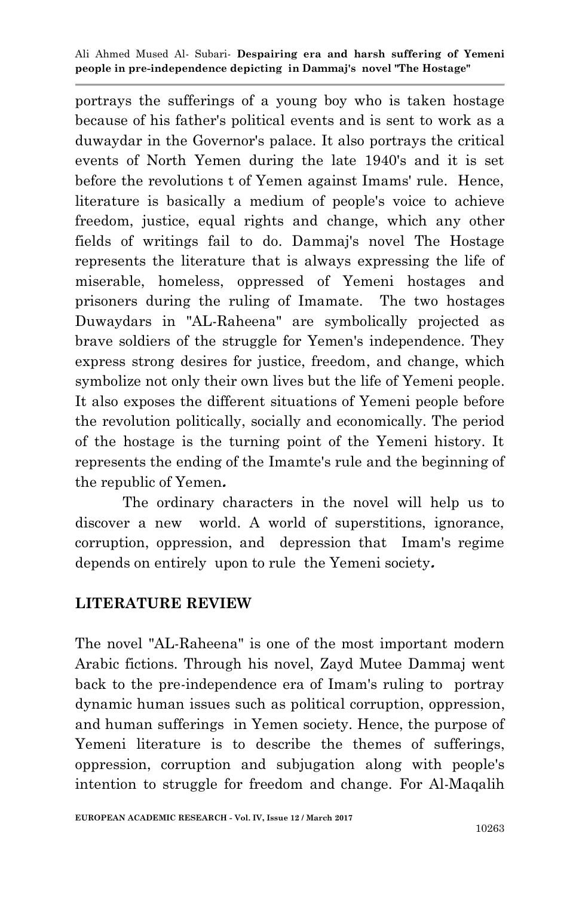portrays the sufferings of a young boy who is taken hostage because of his father's political events and is sent to work as a duwaydar in the Governor's palace. It also portrays the critical events of North Yemen during the late 1940's and it is set before the revolutions t of Yemen against Imams' rule. Hence, literature is basically a medium of people's voice to achieve freedom, justice, equal rights and change, which any other fields of writings fail to do. Dammaj's novel The Hostage represents the literature that is always expressing the life of miserable, homeless, oppressed of Yemeni hostages and prisoners during the ruling of Imamate. The two hostages Duwaydars in "AL-Raheena" are symbolically projected as brave soldiers of the struggle for Yemen's independence. They express strong desires for justice, freedom, and change, which symbolize not only their own lives but the life of Yemeni people. It also exposes the different situations of Yemeni people before the revolution politically, socially and economically. The period of the hostage is the turning point of the Yemeni history. It represents the ending of the Imamte's rule and the beginning of the republic of Yemen.

The ordinary characters in the novel will help us to discover a new world. A world of superstitions, ignorance, corruption, oppression, and depression that Imam's regime depends on entirely upon to rule the Yemeni society.

## LITERATURE REVIEW

The novel "AL-Raheena" is one of the most important modern Arabic fictions. Through his novel, Zayd Mutee Dammaj went back to the pre-independence era of Imam's ruling to portray dynamic human issues such as political corruption, oppression, and human sufferings in Yemen society. Hence, the purpose of Yemeni literature is to describe the themes of sufferings, oppression, corruption and subjugation along with people's intention to struggle for freedom and change. For Al-Maqalih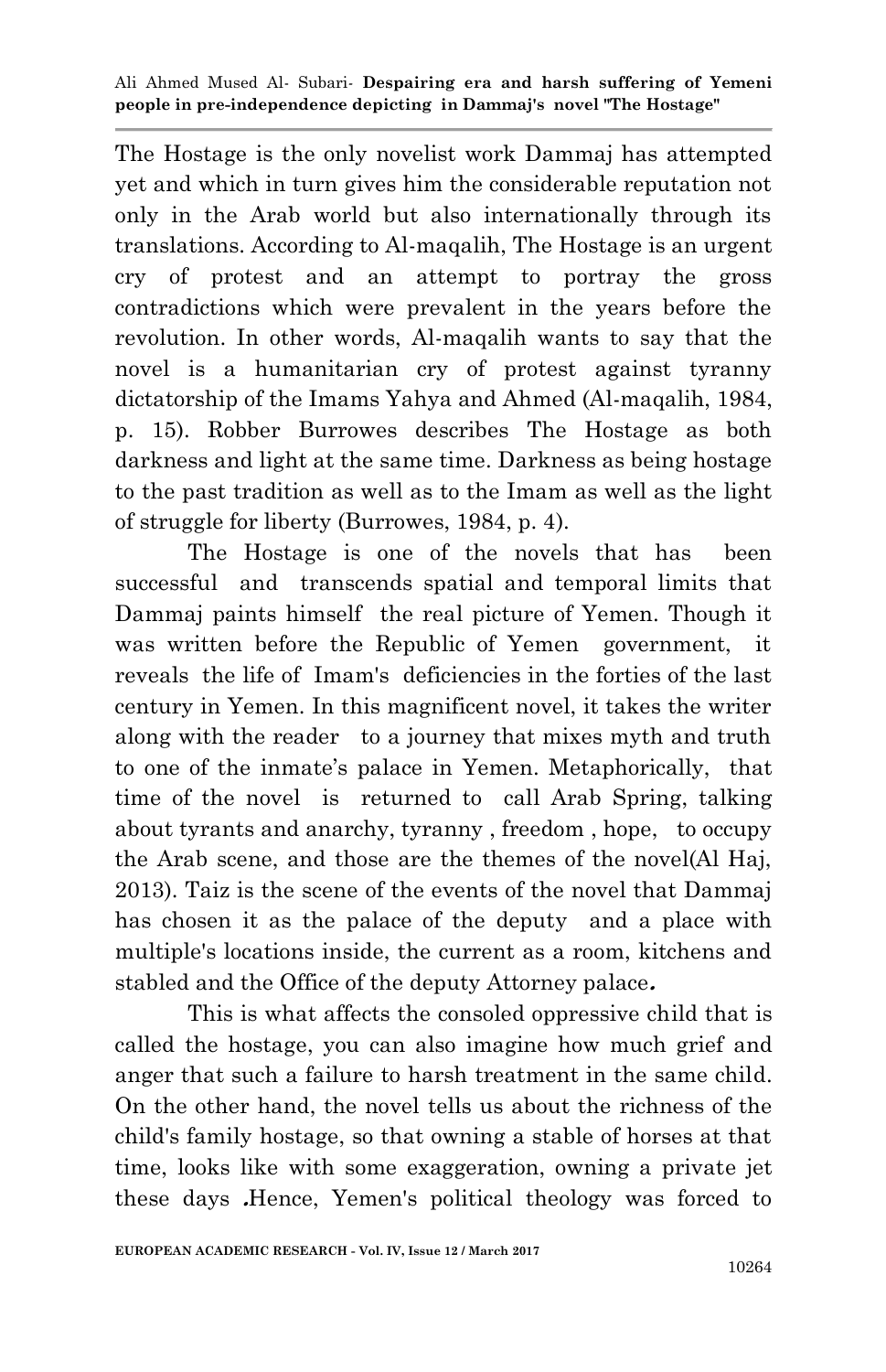The Hostage is the only novelist work Dammaj has attempted yet and which in turn gives him the considerable reputation not only in the Arab world but also internationally through its translations. According to Al-maqalih, The Hostage is an urgent cry of protest and an attempt to portray the gross contradictions which were prevalent in the years before the revolution. In other words, Al-maqalih wants to say that the novel is a humanitarian cry of protest against tyranny dictatorship of the Imams Yahya and Ahmed (Al-maqalih, 1984, p. 15). Robber Burrowes describes The Hostage as both darkness and light at the same time. Darkness as being hostage to the past tradition as well as to the Imam as well as the light of struggle for liberty (Burrowes, 1984, p. 4).

The Hostage is one of the novels that has been successful and transcends spatial and temporal limits that Dammaj paints himself the real picture of Yemen. Though it was written before the Republic of Yemen government, it reveals the life of Imam's deficiencies in the forties of the last century in Yemen. In this magnificent novel, it takes the writer along with the reader to a journey that mixes myth and truth to one of the inmate's palace in Yemen. Metaphorically, that time of the novel is returned to call Arab Spring, talking about tyrants and anarchy, tyranny , freedom , hope, to occupy the Arab scene, and those are the themes of the novel(Al Haj, 2013). Taiz is the scene of the events of the novel that Dammaj has chosen it as the palace of the deputy and a place with multiple's locations inside, the current as a room, kitchens and stabled and the Office of the deputy Attorney palace*.*

This is what affects the consoled oppressive child that is called the hostage, you can also imagine how much grief and anger that such a failure to harsh treatment in the same child. On the other hand, the novel tells us about the richness of the child's family hostage, so that owning a stable of horses at that time, looks like with some exaggeration, owning a private jet these days **.**Hence, Yemen's political theology was forced to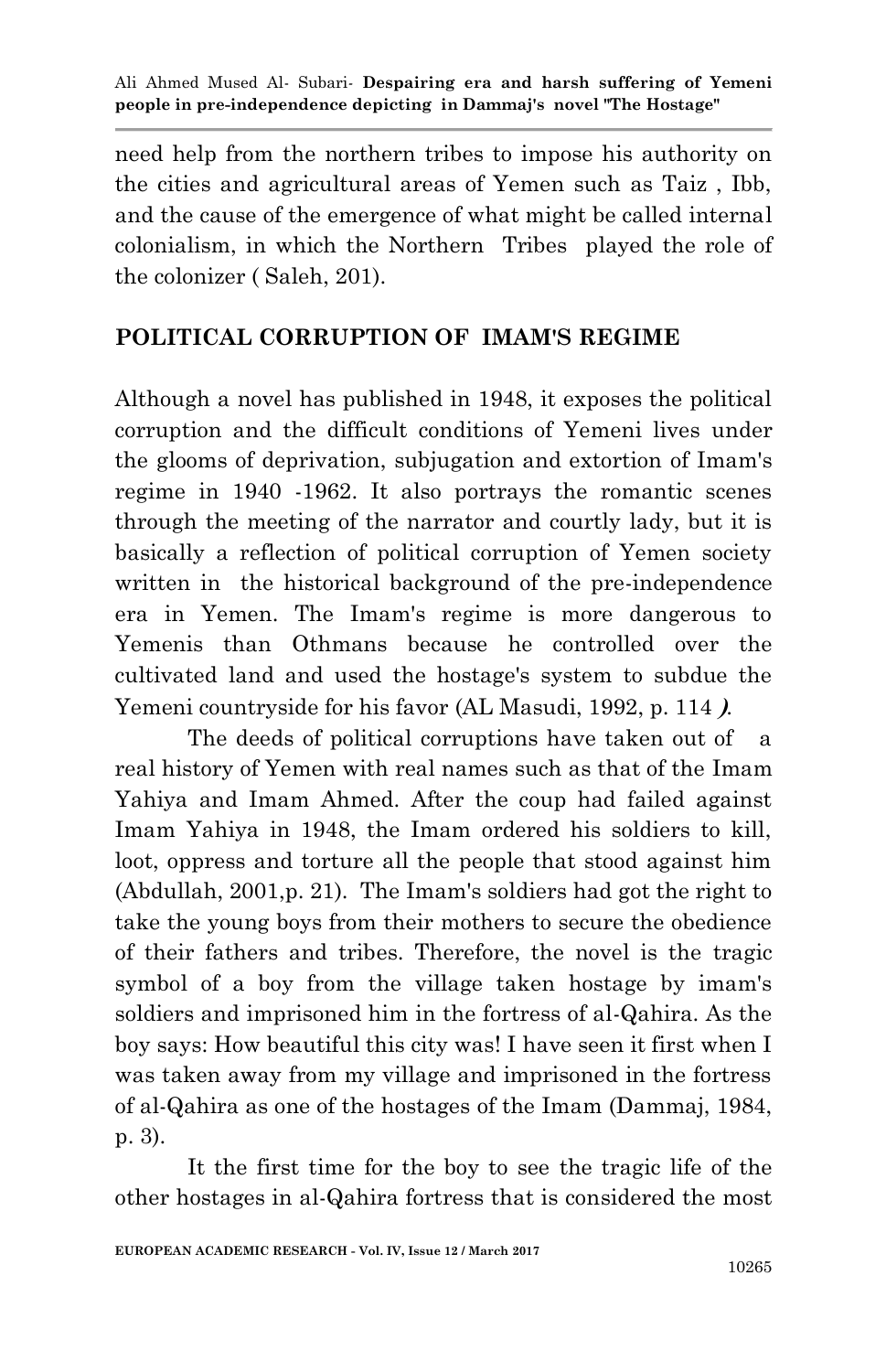need help from the northern tribes to impose his authority on the cities and agricultural areas of Yemen such as Taiz , Ibb, and the cause of the emergence of what might be called internal colonialism, in which the Northern Tribes played the role of the colonizer ( Saleh, 201).

## POLITICAL CORRUPTION OF IMAM'S REGIME

Although a novel has published in 1948, it exposes the political corruption and the difficult conditions of Yemeni lives under the glooms of deprivation, subjugation and extortion of Imam's regime in 1940 -1962. It also portrays the romantic scenes through the meeting of the narrator and courtly lady, but it is basically a reflection of political corruption of Yemen society written in the historical background of the pre-independence era in Yemen. The Imam's regime is more dangerous to Yemenis than Othmans because he controlled over the cultivated land and used the hostage's system to subdue the Yemeni countryside for his favor (AL Masudi, 1992, p. 114 *)*.

The deeds of political corruptions have taken out of a real history of Yemen with real names such as that of the Imam Yahiya and Imam Ahmed. After the coup had failed against Imam Yahiya in 1948, the Imam ordered his soldiers to kill, loot, oppress and torture all the people that stood against him (Abdullah, 2001,p. 21). The Imam's soldiers had got the right to take the young boys from their mothers to secure the obedience of their fathers and tribes. Therefore, the novel is the tragic symbol of a boy from the village taken hostage by imam's soldiers and imprisoned him in the fortress of al-Qahira. As the boy says: How beautiful this city was! I have seen it first when I was taken away from my village and imprisoned in the fortress of al-Qahira as one of the hostages of the Imam (Dammaj, 1984, p. 3).

It the first time for the boy to see the tragic life of the other hostages in al-Qahira fortress that is considered the most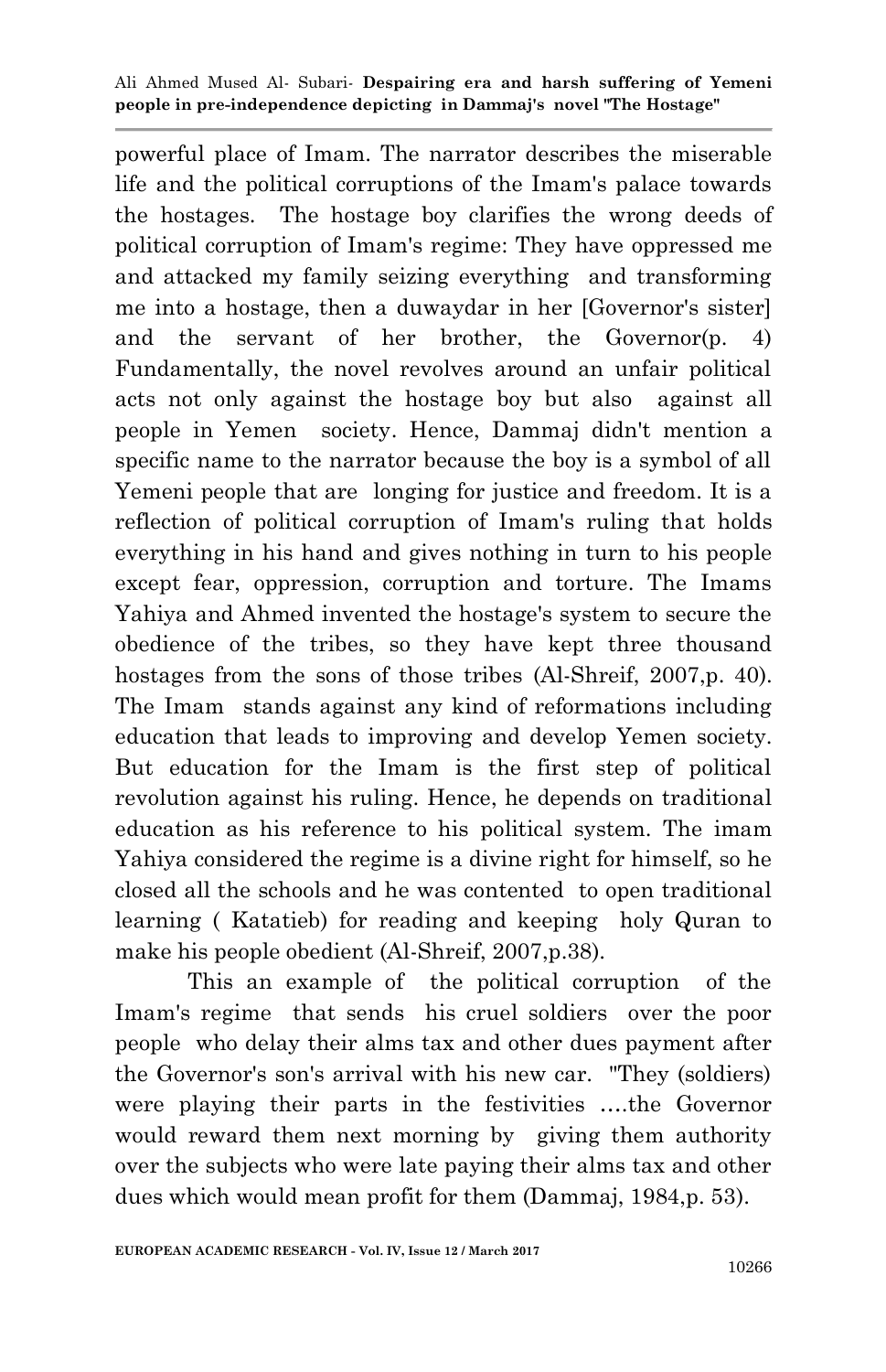powerful place of Imam. The narrator describes the miserable life and the political corruptions of the Imam's palace towards the hostages. The hostage boy clarifies the wrong deeds of political corruption of Imam's regime: They have oppressed me and attacked my family seizing everything and transforming me into a hostage, then a duwaydar in her [Governor's sister] and the servant of her brother, the Governor(p. 4) Fundamentally, the novel revolves around an unfair political acts not only against the hostage boy but also against all people in Yemen society. Hence, Dammaj didn't mention a specific name to the narrator because the boy is a symbol of all Yemeni people that are longing for justice and freedom. It is a reflection of political corruption of Imam's ruling that holds everything in his hand and gives nothing in turn to his people except fear, oppression, corruption and torture. The Imams Yahiya and Ahmed invented the hostage's system to secure the obedience of the tribes, so they have kept three thousand hostages from the sons of those tribes (Al-Shreif, 2007,p. 40). The Imam stands against any kind of reformations including education that leads to improving and develop Yemen society. But education for the Imam is the first step of political revolution against his ruling. Hence, he depends on traditional education as his reference to his political system. The imam Yahiya considered the regime is a divine right for himself, so he closed all the schools and he was contented to open traditional learning ( Katatieb) for reading and keeping holy Quran to make his people obedient (Al-Shreif, 2007,p.38).

This an example of the political corruption of the Imam's regime that sends his cruel soldiers over the poor people who delay their alms tax and other dues payment after the Governor's son's arrival with his new car. "They (soldiers) were playing their parts in the festivities ….the Governor would reward them next morning by giving them authority over the subjects who were late paying their alms tax and other dues which would mean profit for them (Dammaj, 1984,p. 53).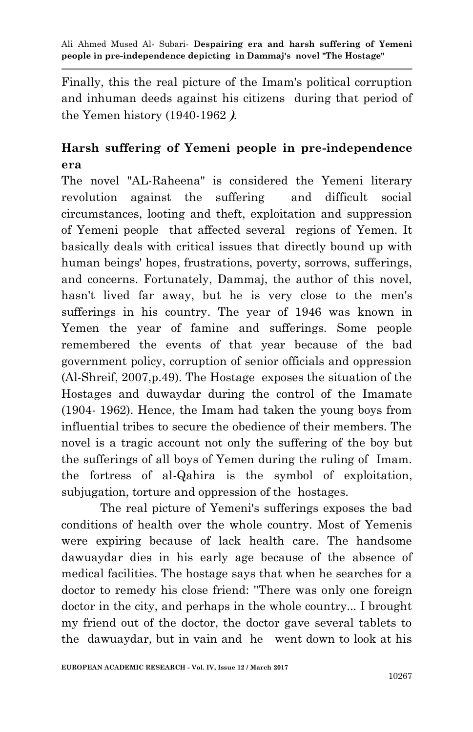Finally, this the real picture of the Imam's political corruption and inhuman deeds against his citizens during that period of the Yemen history (1940-1962 *)*.

## Harsh suffering of Yemeni people in pre-independence era

The novel "AL-Raheena" is considered the Yemeni literary revolution against the suffering and difficult social circumstances, looting and theft, exploitation and suppression of Yemeni people that affected several regions of Yemen. It basically deals with critical issues that directly bound up with human beings' hopes, frustrations, poverty, sorrows, sufferings, and concerns. Fortunately, Dammaj, the author of this novel, hasn't lived far away, but he is very close to the men's sufferings in his country. The year of 1946 was known in Yemen the year of famine and sufferings. Some people remembered the events of that year because of the bad government policy, corruption of senior officials and oppression (Al-Shreif, 2007,p.49). The Hostage exposes the situation of the Hostages and duwaydar during the control of the Imamate (1904- 1962). Hence, the Imam had taken the young boys from influential tribes to secure the obedience of their members. The novel is a tragic account not only the suffering of the boy but the sufferings of all boys of Yemen during the ruling of Imam. the fortress of al-Qahira is the symbol of exploitation, subjugation, torture and oppression of the hostages.

The real picture of Yemeni's sufferings exposes the bad conditions of health over the whole country. Most of Yemenis were expiring because of lack health care. The handsome dawuaydar dies in his early age because of the absence of medical facilities. The hostage says that when he searches for a doctor to remedy his close friend: "There was only one foreign doctor in the city, and perhaps in the whole country... I brought my friend out of the doctor, the doctor gave several tablets to the dawuaydar, but in vain and he went down to look at his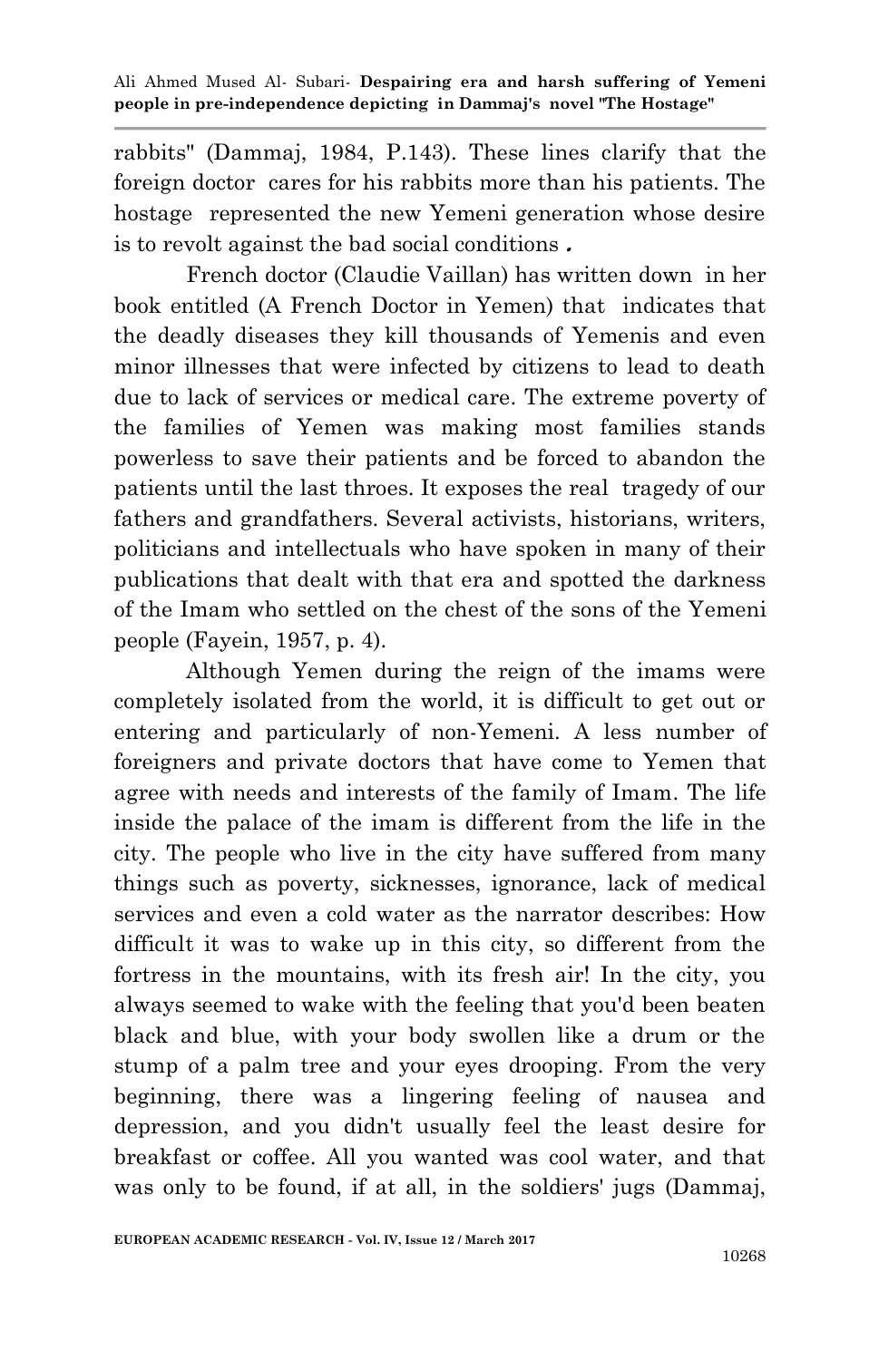rabbits" (Dammaj, 1984, P.143). These lines clarify that the foreign doctor cares for his rabbits more than his patients. The hostage represented the new Yemeni generation whose desire is to revolt against the bad social conditions**.**

French doctor (Claudie Vaillan) has written down in her book entitled (A French Doctor in Yemen) that indicates that the deadly diseases they kill thousands of Yemenis and even minor illnesses that were infected by citizens to lead to death due to lack of services or medical care. The extreme poverty of the families of Yemen was making most families stands powerless to save their patients and be forced to abandon the patients until the last throes. It exposes the real tragedy of our fathers and grandfathers. Several activists, historians, writers, politicians and intellectuals who have spoken in many of their publications that dealt with that era and spotted the darkness of the Imam who settled on the chest of the sons of the Yemeni people (Fayein, 1957, p. 4).

Although Yemen during the reign of the imams were completely isolated from the world, it is difficult to get out or entering and particularly of non-Yemeni. A less number of foreigners and private doctors that have come to Yemen that agree with needs and interests of the family of Imam. The life inside the palace of the imam is different from the life in the city. The people who live in the city have suffered from many things such as poverty, sicknesses, ignorance, lack of medical services and even a cold water as the narrator describes: How difficult it was to wake up in this city, so different from the fortress in the mountains, with its fresh air! In the city, you always seemed to wake with the feeling that you'd been beaten black and blue, with your body swollen like a drum or the stump of a palm tree and your eyes drooping. From the very beginning, there was a lingering feeling of nausea and depression, and you didn't usually feel the least desire for breakfast or coffee. All you wanted was cool water, and that was only to be found, if at all, in the soldiers' jugs (Dammaj,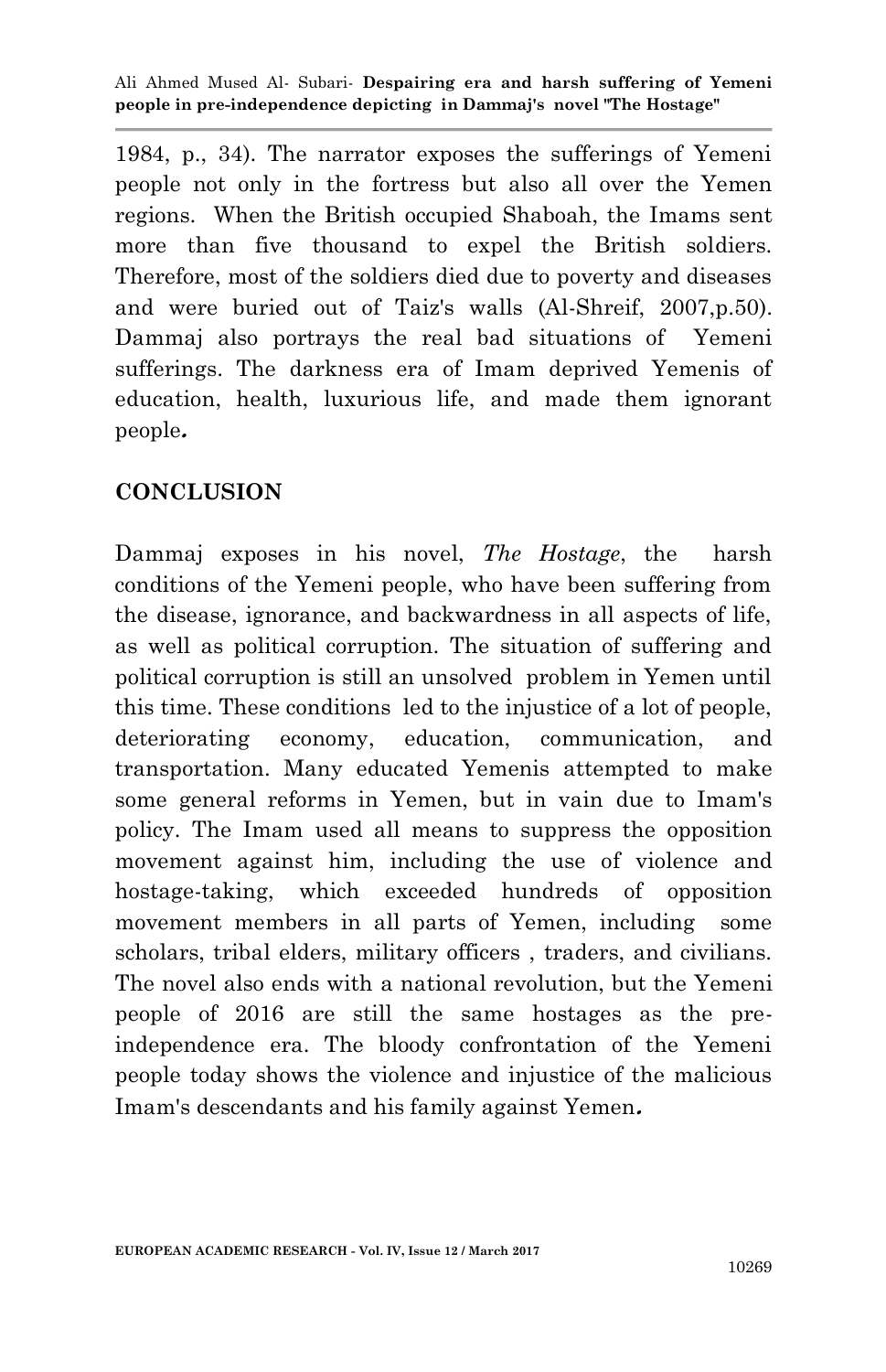1984, p., 34). The narrator exposes the sufferings of Yemeni people not only in the fortress but also all over the Yemen regions. When the British occupied Shaboah, the Imams sent more than five thousand to expel the British soldiers. Therefore, most of the soldiers died due to poverty and diseases and were buried out of Taiz's walls (Al-Shreif, 2007,p.50). Dammaj also portrays the real bad situations of Yemeni sufferings. The darkness era of Imam deprived Yemenis of education, health, luxurious life, and made them ignorant people*.*

## CONCLUSION

Dammaj exposes in his novel, *The Hostage*, the harsh conditions of the Yemeni people, who have been suffering from the disease, ignorance, and backwardness in all aspects of life, as well as political corruption. The situation of suffering and political corruption is still an unsolved problem in Yemen until this time. These conditions led to the injustice of a lot of people, deteriorating economy, education, communication, and transportation. Many educated Yemenis attempted to make some general reforms in Yemen, but in vain due to Imam's policy. The Imam used all means to suppress the opposition movement against him, including the use of violence and hostage-taking, which exceeded hundreds of opposition movement members in all parts of Yemen, including some scholars, tribal elders, military officers , traders, and civilians. The novel also ends with a national revolution, but the Yemeni people of 2016 are still the same hostages as the pre-independence era. The bloody confrontation of the Yemeni people today shows the violence and injustice of the malicious Imam's descendants and his family against Yemen*.*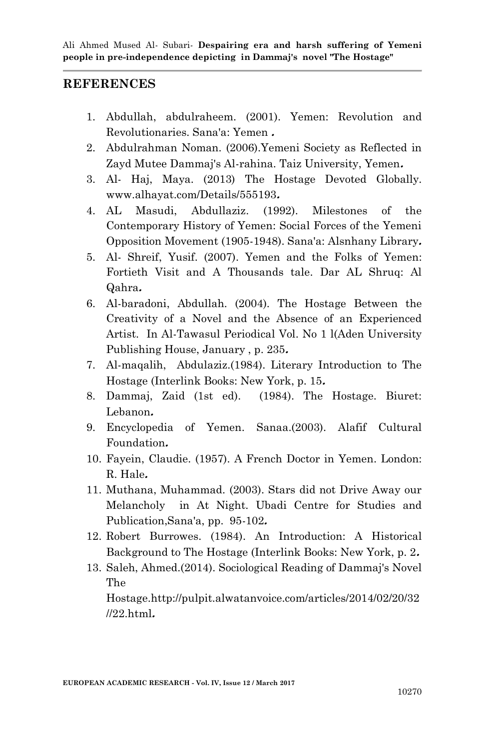## REFERENCES

1. Abdullah, abdulraheem. (2001). Yemen: Revolution and Revolutionaries. Sana'a: Yemen **.**
2. Abdulrahman Noman. (2006).Yemeni Society as Reflected in Zayd Mutee Dammaj's Al-rahina. Taiz University, Yemen**.**
3. Al- Haj, Maya. (2013) The Hostage Devoted Globally. www.alhayat.com/Details/555193**.**
4. AL Masudi, Abdullaziz. (1992). Milestones of the Contemporary History of Yemen: Social Forces of the Yemeni Opposition Movement (1905-1948). Sana'a: Alsnhany Library**.**
5. Al- Shreif, Yusif. (2007). Yemen and the Folks of Yemen: Fortieth Visit and A Thousands tale. Dar AL Shruq: Al Qahra**.**
6. Al-baradoni, Abdullah. (2004). The Hostage Between the Creativity of a Novel and the Absence of an Experienced Artist. In Al-Tawasul Periodical Vol. No 1 l(Aden University Publishing House, January , p. 235**.**
7. Al-maqalih, Abdulaziz.(1984). Literary Introduction to The Hostage (Interlink Books: New York, p. 15**.**
8. Dammaj, Zaid (1st ed). (1984). The Hostage. Biuret: Lebanon**.**
9. Encyclopedia of Yemen. Sanaa.(2003). Alafif Cultural Foundation**.**
10. Fayein, Claudie. (1957). A French Doctor in Yemen. London: R. Hale**.**
11. Muthana, Muhammad. (2003). Stars did not Drive Away our Melancholy in At Night. Ubadi Centre for Studies and Publication,Sana'a, pp. 95-102**.**
12. Robert Burrowes. (1984). An Introduction: A Historical Background to The Hostage (Interlink Books: New York, p. 2**.**
13. Saleh, Ahmed.(2014). Sociological Reading of Dammaj's Novel The Hostage.http://pulpit.alwatanvoice.com/articles/2014/02/20/32//22.html**.**